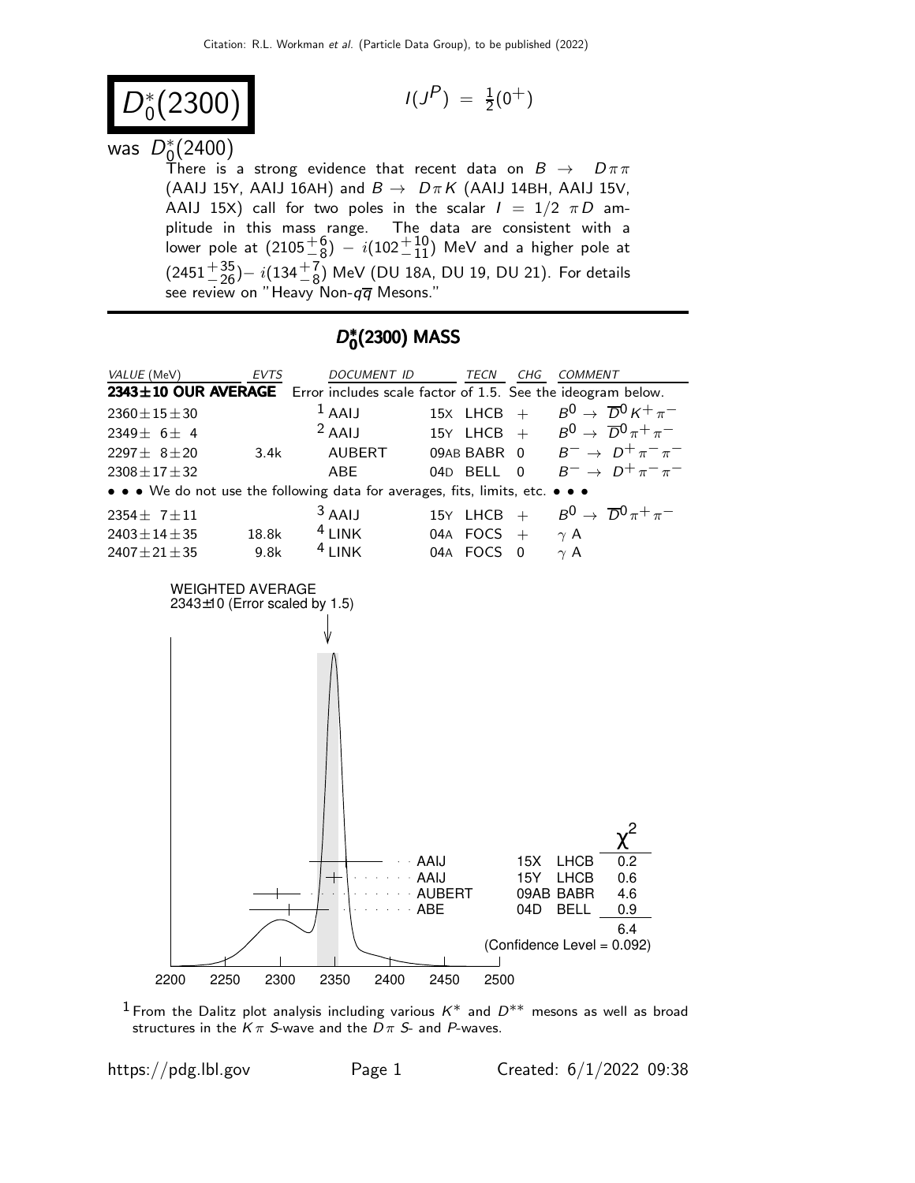# $D_0^*(2300)$

$I(J^P) = \frac{1}{2}(0^+)$

was $D_0^*(2400)$

There is a strong evidence that recent data on $B \rightarrow D\pi\pi$ (AAIJ 15Y, AAIJ 16AH) and $B \rightarrow D\pi K$ (AAIJ 14BH, AAIJ 15V, AAIJ 15X) call for two poles in the scalar $I = 1/2$ $\pi D$ amplitude in this mass range. The data are consistent with a lower pole at $(2105^{+6}_{-8}) - i(102^{+10}_{-11})$ MeV and a higher pole at $(2451^{+35}_{-26}) - i(134^{+7}_{-8})$ MeV (DU 18A, DU 19, DU 21). For details see review on "Heavy Non-$q\overline{q}$ Mesons."

## $D_0^*(2300)$ MASS

| VALUE (MeV) | EVTS | DOCUMENT ID | | TECN | CHG | COMMENT |
|---|---|---|---|---|---|---|
| **2343±10 OUR AVERAGE** | | Error includes scale factor of 1.5. See the ideogram below. | | | | |
| $2360 \pm 15 \pm 30$ | | [1] AAIJ | 15X | LHCB | + | $B^0 \rightarrow \overline{D}^0 K^+ \pi^-$ |
| $2349 \pm 6 \pm 4$ | | [2] AAIJ | 15Y | LHCB | + | $B^0 \rightarrow \overline{D}^0 \pi^+ \pi^-$ |
| $2297 \pm 8 \pm 20$ | 3.4k | AUBERT | 09AB | BABR | 0 | $B^- \rightarrow D^+ \pi^- \pi^-$ |
| $2308 \pm 17 \pm 32$ | | ABE | 04D | BELL | 0 | $B^- \rightarrow D^+ \pi^- \pi^-$ |
| • • • We do not use the following data for averages, fits, limits, etc. • • • | | | | | | |
| $2354 \pm 7 \pm 11$ | | [3] AAIJ | 15Y | LHCB | + | $B^0 \rightarrow \overline{D}^0 \pi^+ \pi^-$ |
| $2403 \pm 14 \pm 35$ | 18.8k | [4] LINK | 04A | FOCS | + | $\gamma$ A |
| $2407 \pm 21 \pm 35$ | 9.8k | [4] LINK | 04A | FOCS | 0 | $\gamma$ A |

WEIGHTED AVERAGE
2343±10 (Error scaled by 1.5)

| | | | $\chi^2$ |
|---|---|---|---|
| AAIJ | 15X | LHCB | 0.2 |
| AAIJ | 15Y | LHCB | 0.6 |
| AUBERT | 09AB | BABR | 4.6 |
| ABE | 04D | BELL | 0.9 |
| | | | 6.4 |

(Confidence Level = 0.092)

[1] From the Dalitz plot analysis including various $K^*$ and $D^{**}$ mesons as well as broad structures in the $K\pi$ S-wave and the $D\pi$ S- and P-waves.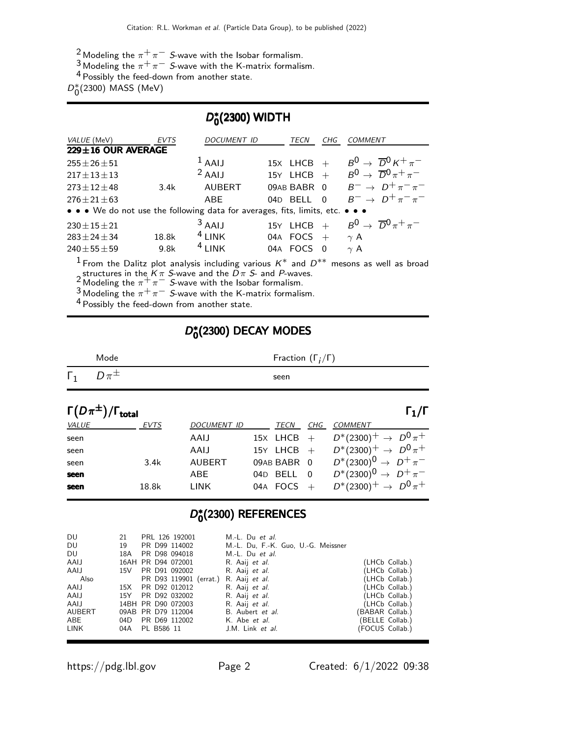[2] Modeling the $\pi^+\pi^-$ $S$-wave with the Isobar formalism.
[3] Modeling the $\pi^+\pi^-$ $S$-wave with the K-matrix formalism.
[4] Possibly the feed-down from another state.

$D_0^*(2300)$ MASS (MeV)

## $D_0^*(2300)$ WIDTH

| VALUE (MeV) | EVTS | DOCUMENT ID | | TECN | CHG | COMMENT |
|---|---|---|---|---|---|---|
| **229±16 OUR AVERAGE** | | | | | | |
| $255 \pm 26 \pm 51$ | | [1] AAIJ | 15X | LHCB | + | $B^0 \to \overline{D}^0 K^+ \pi^-$ |
| $217 \pm 13 \pm 13$ | | [2] AAIJ | 15Y | LHCB | + | $B^0 \to \overline{D}^0 \pi^+ \pi^-$ |
| $273 \pm 12 \pm 48$ | 3.4k | AUBERT | 09AB | BABR | 0 | $B^- \to D^+ \pi^- \pi^-$ |
| $276 \pm 21 \pm 63$ | | ABE | 04D | BELL | 0 | $B^- \to D^+ \pi^- \pi^-$ |
| • • • We do not use the following data for averages, fits, limits, etc. • • • | | | | | | |
| $230 \pm 15 \pm 21$ | | [3] AAIJ | 15Y | LHCB | + | $B^0 \to \overline{D}^0 \pi^+ \pi^-$ |
| $283 \pm 24 \pm 34$ | 18.8k | [4] LINK | 04A | FOCS | + | $\gamma$ A |
| $240 \pm 55 \pm 59$ | 9.8k | [4] LINK | 04A | FOCS | 0 | $\gamma$ A |

[1] From the Dalitz plot analysis including various $K^*$ and $D^{**}$ mesons as well as broad structures in the $K\pi$ $S$-wave and the $D\pi$ $S$- and $P$-waves.
[2] Modeling the $\pi^+\pi^-$ $S$-wave with the Isobar formalism.
[3] Modeling the $\pi^+\pi^-$ $S$-wave with the K-matrix formalism.
[4] Possibly the feed-down from another state.

## $D_0^*(2300)$ DECAY MODES

| | Mode | Fraction ($\Gamma_i/\Gamma$) |
|---|---|---|
| $\Gamma_1$ | $D\pi^\pm$ | seen |

### $\Gamma(D\pi^\pm)/\Gamma_{\text{total}}$ — $\Gamma_1/\Gamma$

| VALUE | EVTS | DOCUMENT ID | | TECN | CHG | COMMENT |
|---|---|---|---|---|---|---|
| seen | | AAIJ | 15X | LHCB | + | $D^*(2300)^+ \to D^0\pi^+$ |
| seen | | AAIJ | 15Y | LHCB | + | $D^*(2300)^+ \to D^0\pi^+$ |
| seen | 3.4k | AUBERT | 09AB | BABR | 0 | $D^*(2300)^0 \to D^+\pi^-$ |
| **seen** | | ABE | 04D | BELL | 0 | $D^*(2300)^0 \to D^+\pi^-$ |
| **seen** | 18.8k | LINK | 04A | FOCS | + | $D^*(2300)^+ \to D^0\pi^+$ |

## $D_0^*(2300)$ REFERENCES

| | | | | |
|---|---|---|---|---|
| DU | 21 | PRL 126 192001 | M.-L. Du *et al.* | |
| DU | 19 | PR D99 114002 | M.-L. Du, F.-K. Guo, U.-G. Meissner | |
| DU | 18A | PR D98 094018 | M.-L. Du *et al.* | |
| AAIJ | 16AH | PR D94 072001 | R. Aaij *et al.* | (LHCb Collab.) |
| AAIJ | 15V | PR D91 092002 | R. Aaij *et al.* | (LHCb Collab.) |
| Also | | PR D93 119901 (errat.) | R. Aaij *et al.* | (LHCb Collab.) |
| AAIJ | 15X | PR D92 012012 | R. Aaij *et al.* | (LHCb Collab.) |
| AAIJ | 15Y | PR D92 032002 | R. Aaij *et al.* | (LHCb Collab.) |
| AAIJ | 14BH | PR D90 072003 | R. Aaij *et al.* | (LHCb Collab.) |
| AUBERT | 09AB | PR D79 112004 | B. Aubert *et al.* | (BABAR Collab.) |
| ABE | 04D | PR D69 112002 | K. Abe *et al.* | (BELLE Collab.) |
| LINK | 04A | PL B586 11 | J.M. Link *et al.* | (FOCUS Collab.) |